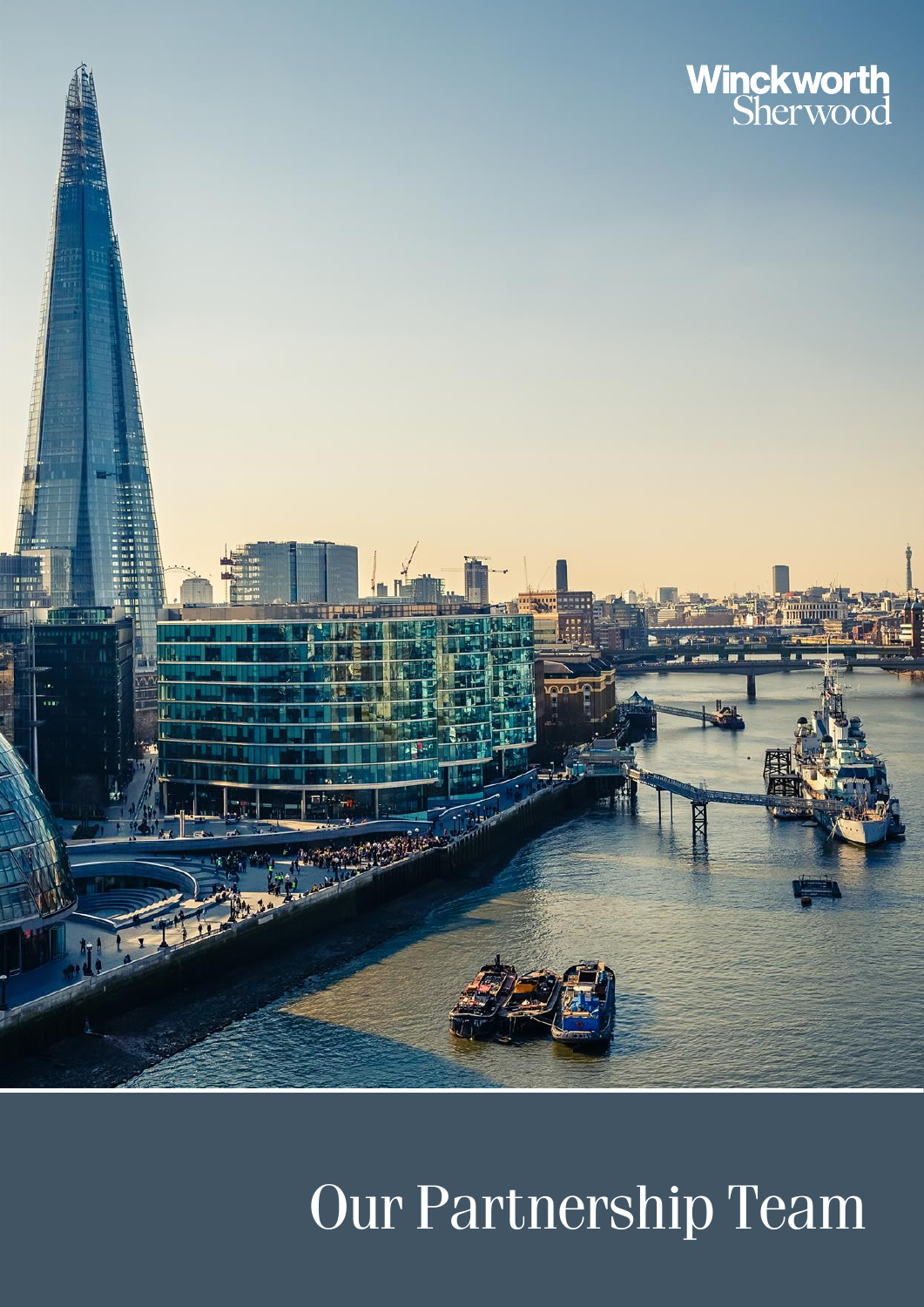Winckworth Sherwood

# Our Partnership Team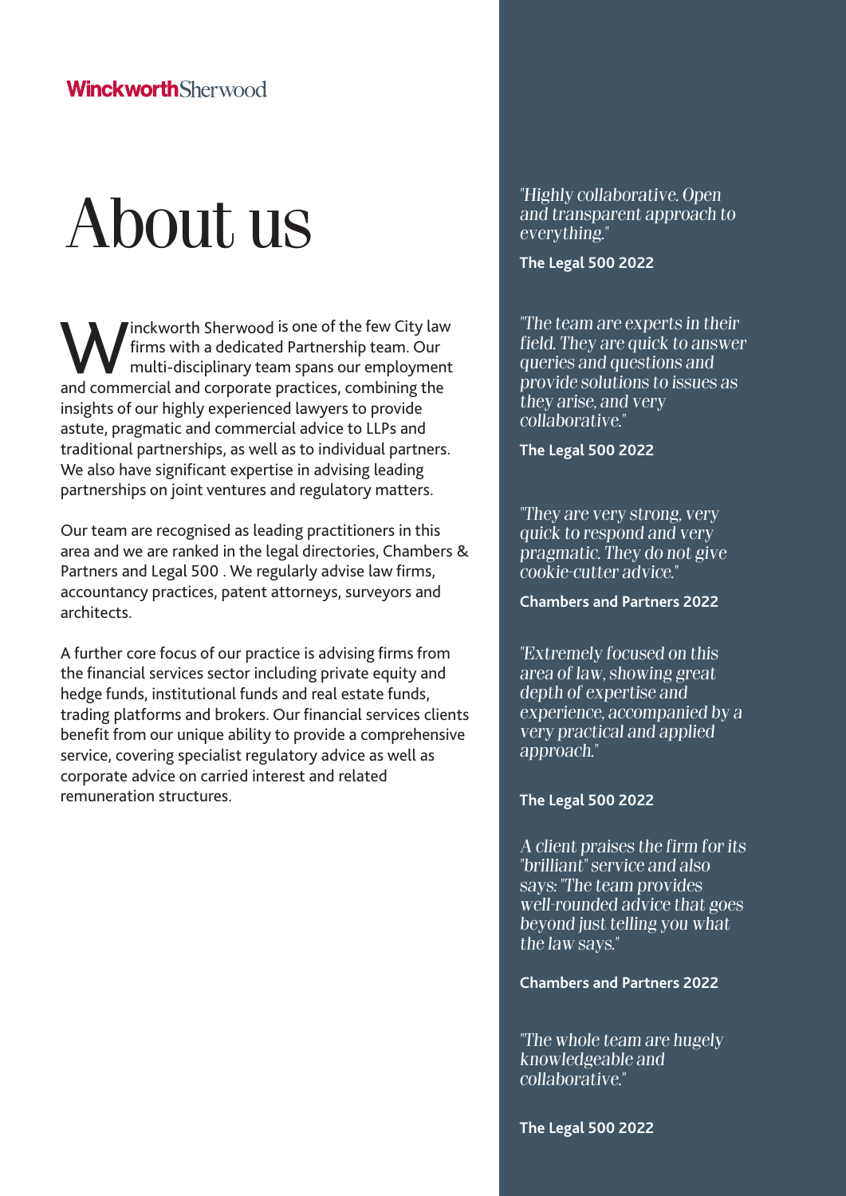WinckworthSherwood

# About us

Winckworth Sherwood is one of the few City law firms with a dedicated Partnership team. Our multi-disciplinary team spans our employment and commercial and corporate practices, combining the insights of our highly experienced lawyers to provide astute, pragmatic and commercial advice to LLPs and traditional partnerships, as well as to individual partners. We also have significant expertise in advising leading partnerships on joint ventures and regulatory matters.

Our team are recognised as leading practitioners in this area and we are ranked in the legal directories, Chambers & Partners and Legal 500 . We regularly advise law firms, accountancy practices, patent attorneys, surveyors and architects.

A further core focus of our practice is advising firms from the financial services sector including private equity and hedge funds, institutional funds and real estate funds, trading platforms and brokers. Our financial services clients benefit from our unique ability to provide a comprehensive service, covering specialist regulatory advice as well as corporate advice on carried interest and related remuneration structures.

*"Highly collaborative. Open and transparent approach to everything."*

**The Legal 500 2022**

*"The team are experts in their field. They are quick to answer queries and questions and provide solutions to issues as they arise, and very collaborative."*

**The Legal 500 2022**

*"They are very strong, very quick to respond and very pragmatic. They do not give cookie-cutter advice."*

**Chambers and Partners 2022**

*"Extremely focused on this area of law, showing great depth of expertise and experience, accompanied by a very practical and applied approach."*

**The Legal 500 2022**

*A client praises the firm for its "brilliant" service and also says: "The team provides well-rounded advice that goes beyond just telling you what the law says."*

**Chambers and Partners 2022**

*"The whole team are hugely knowledgeable and collaborative."*

**The Legal 500 2022**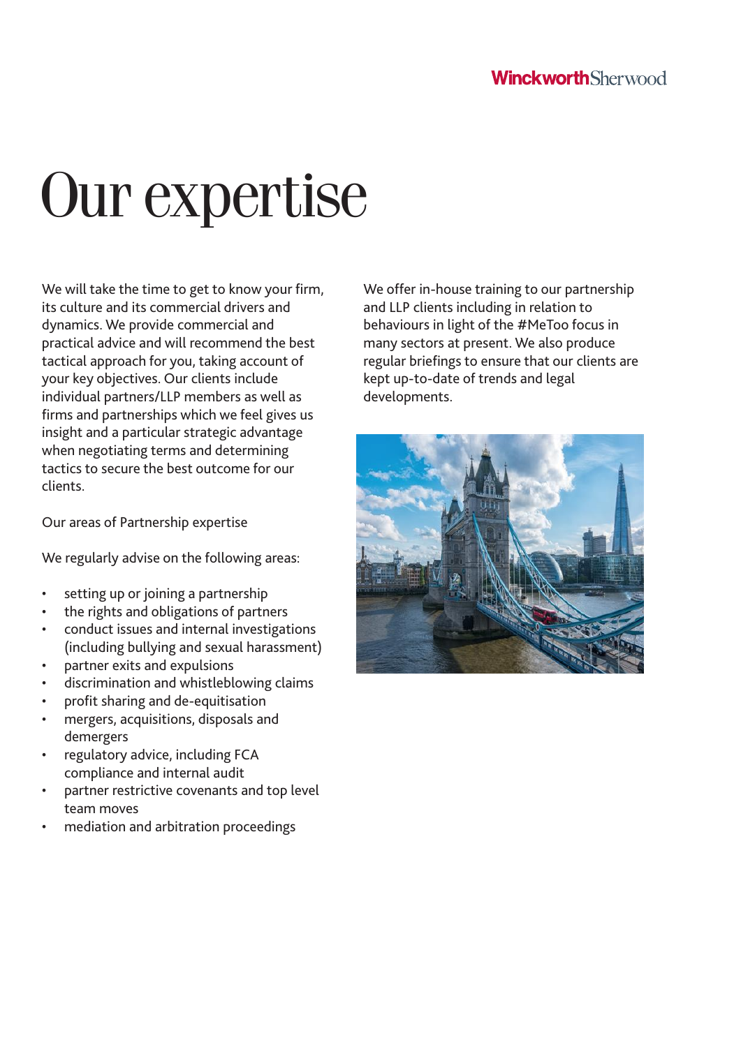# Our expertise

We will take the time to get to know your firm, its culture and its commercial drivers and dynamics. We provide commercial and practical advice and will recommend the best tactical approach for you, taking account of your key objectives. Our clients include individual partners/LLP members as well as firms and partnerships which we feel gives us insight and a particular strategic advantage when negotiating terms and determining tactics to secure the best outcome for our clients.

Our areas of Partnership expertise

We regularly advise on the following areas:

- setting up or joining a partnership
- the rights and obligations of partners
- conduct issues and internal investigations (including bullying and sexual harassment)
- partner exits and expulsions
- discrimination and whistleblowing claims
- profit sharing and de-equitisation
- mergers, acquisitions, disposals and demergers
- regulatory advice, including FCA compliance and internal audit
- partner restrictive covenants and top level team moves
- mediation and arbitration proceedings

We offer in-house training to our partnership and LLP clients including in relation to behaviours in light of the #MeToo focus in many sectors at present. We also produce regular briefings to ensure that our clients are kept up-to-date of trends and legal developments.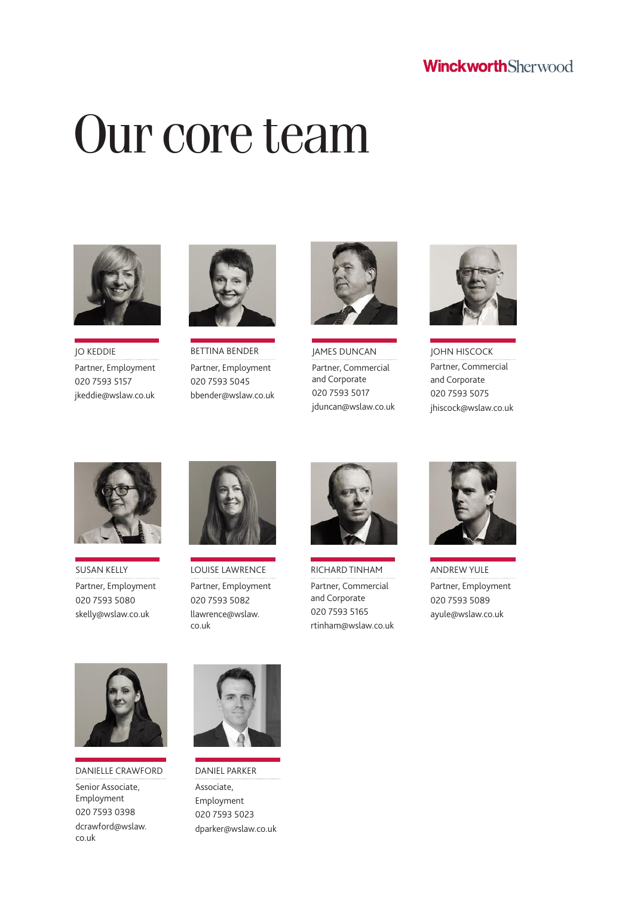WinckworthSherwood

# Our core team

JO KEDDIE
Partner, Employment
020 7593 5157
jkeddie@wslaw.co.uk

BETTINA BENDER
Partner, Employment
020 7593 5045
bbender@wslaw.co.uk

JAMES DUNCAN
Partner, Commercial and Corporate
020 7593 5017
jduncan@wslaw.co.uk

JOHN HISCOCK
Partner, Commercial and Corporate
020 7593 5075
jhiscock@wslaw.co.uk

SUSAN KELLY
Partner, Employment
020 7593 5080
skelly@wslaw.co.uk

LOUISE LAWRENCE
Partner, Employment
020 7593 5082
llawrence@wslaw.co.uk

RICHARD TINHAM
Partner, Commercial and Corporate
020 7593 5165
rtinham@wslaw.co.uk

ANDREW YULE
Partner, Employment
020 7593 5089
ayule@wslaw.co.uk

DANIELLE CRAWFORD
Senior Associate, Employment
020 7593 0398
dcrawford@wslaw.co.uk

DANIEL PARKER
Associate, Employment
020 7593 5023
dparker@wslaw.co.uk